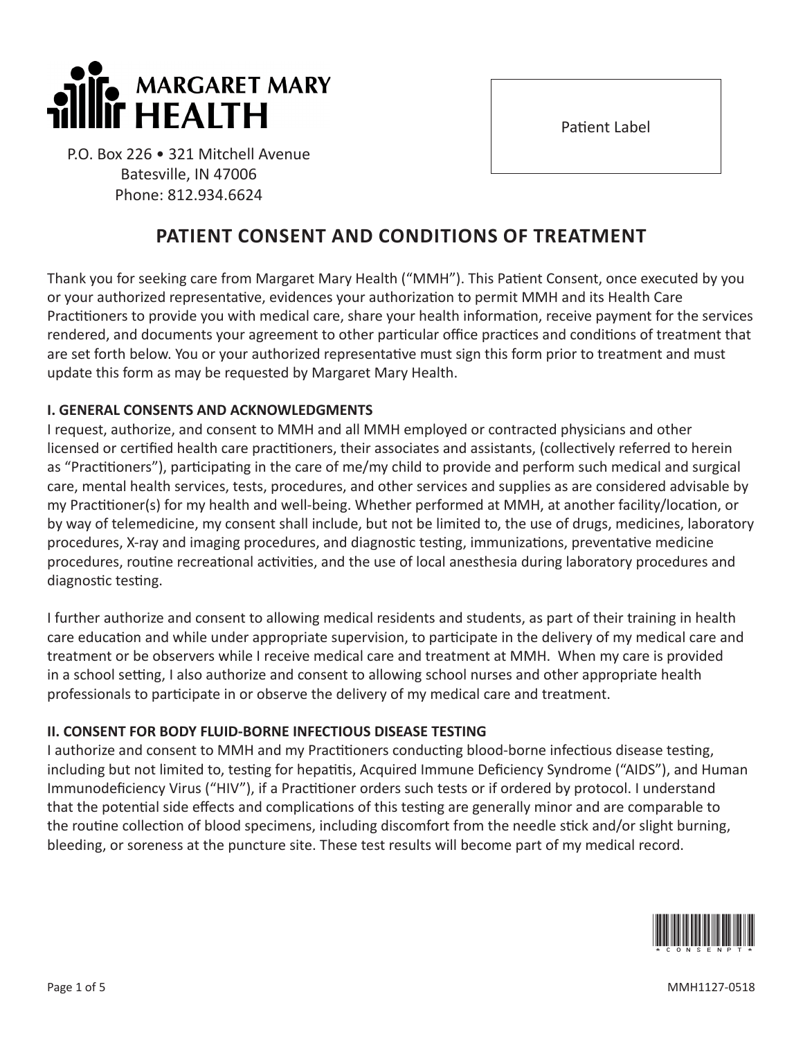**MARGARET MARY HEALTH**

P.O. Box 226 • 321 Mitchell Avenue
Batesville, IN 47006
Phone: 812.934.6624

Patient Label

# PATIENT CONSENT AND CONDITIONS OF TREATMENT

Thank you for seeking care from Margaret Mary Health ("MMH"). This Patient Consent, once executed by you or your authorized representative, evidences your authorization to permit MMH and its Health Care Practitioners to provide you with medical care, share your health information, receive payment for the services rendered, and documents your agreement to other particular office practices and conditions of treatment that are set forth below. You or your authorized representative must sign this form prior to treatment and must update this form as may be requested by Margaret Mary Health.

## I. GENERAL CONSENTS AND ACKNOWLEDGMENTS

I request, authorize, and consent to MMH and all MMH employed or contracted physicians and other licensed or certified health care practitioners, their associates and assistants, (collectively referred to herein as "Practitioners"), participating in the care of me/my child to provide and perform such medical and surgical care, mental health services, tests, procedures, and other services and supplies as are considered advisable by my Practitioner(s) for my health and well-being. Whether performed at MMH, at another facility/location, or by way of telemedicine, my consent shall include, but not be limited to, the use of drugs, medicines, laboratory procedures, X-ray and imaging procedures, and diagnostic testing, immunizations, preventative medicine procedures, routine recreational activities, and the use of local anesthesia during laboratory procedures and diagnostic testing.

I further authorize and consent to allowing medical residents and students, as part of their training in health care education and while under appropriate supervision, to participate in the delivery of my medical care and treatment or be observers while I receive medical care and treatment at MMH. When my care is provided in a school setting, I also authorize and consent to allowing school nurses and other appropriate health professionals to participate in or observe the delivery of my medical care and treatment.

## II. CONSENT FOR BODY FLUID-BORNE INFECTIOUS DISEASE TESTING

I authorize and consent to MMH and my Practitioners conducting blood-borne infectious disease testing, including but not limited to, testing for hepatitis, Acquired Immune Deficiency Syndrome ("AIDS"), and Human Immunodeficiency Virus ("HIV"), if a Practitioner orders such tests or if ordered by protocol. I understand that the potential side effects and complications of this testing are generally minor and are comparable to the routine collection of blood specimens, including discomfort from the needle stick and/or slight burning, bleeding, or soreness at the puncture site. These test results will become part of my medical record.

*CONSENPT*

MMH1127-0518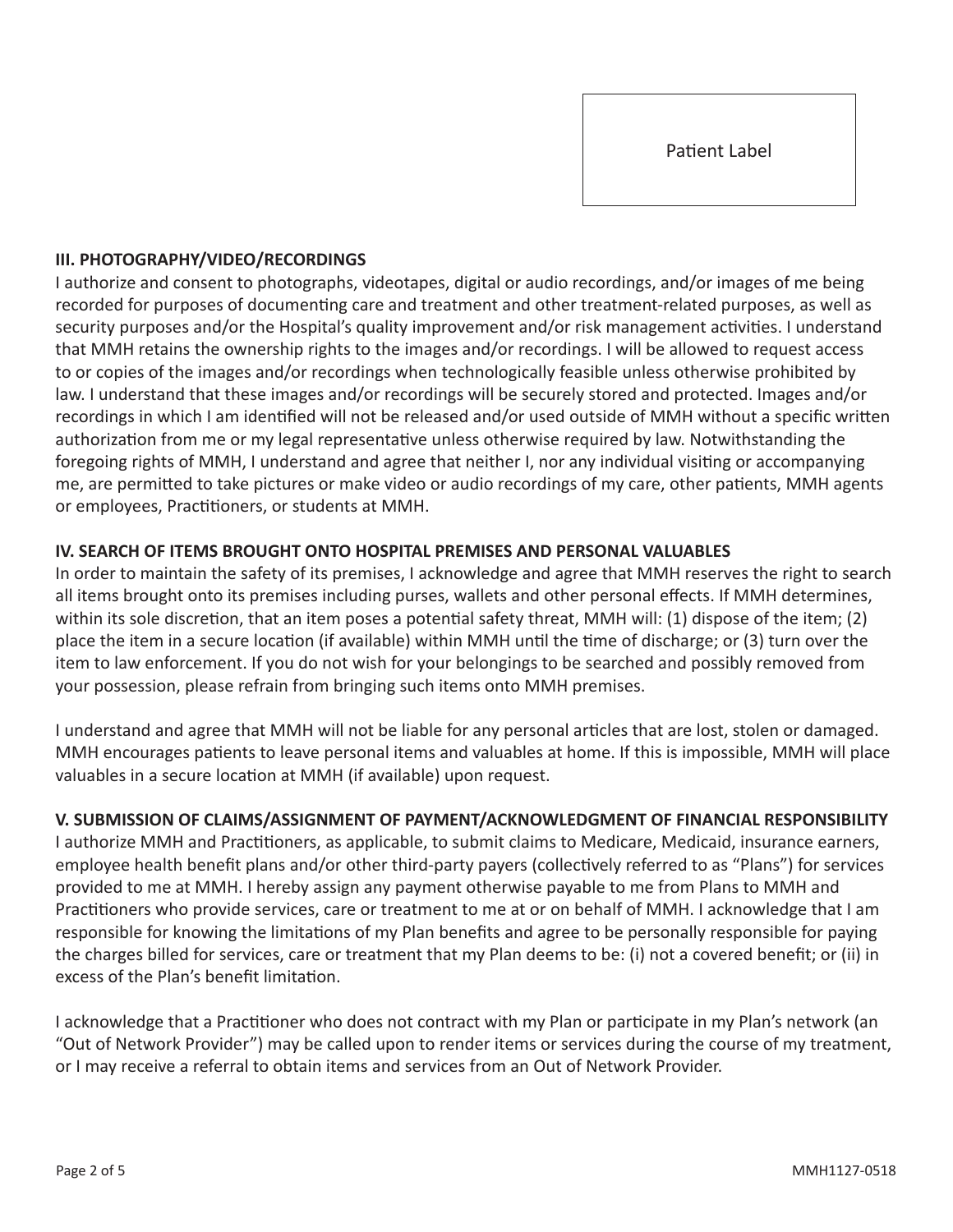Patient Label

## III. PHOTOGRAPHY/VIDEO/RECORDINGS

I authorize and consent to photographs, videotapes, digital or audio recordings, and/or images of me being recorded for purposes of documenting care and treatment and other treatment-related purposes, as well as security purposes and/or the Hospital's quality improvement and/or risk management activities. I understand that MMH retains the ownership rights to the images and/or recordings. I will be allowed to request access to or copies of the images and/or recordings when technologically feasible unless otherwise prohibited by law. I understand that these images and/or recordings will be securely stored and protected. Images and/or recordings in which I am identified will not be released and/or used outside of MMH without a specific written authorization from me or my legal representative unless otherwise required by law. Notwithstanding the foregoing rights of MMH, I understand and agree that neither I, nor any individual visiting or accompanying me, are permitted to take pictures or make video or audio recordings of my care, other patients, MMH agents or employees, Practitioners, or students at MMH.

## IV. SEARCH OF ITEMS BROUGHT ONTO HOSPITAL PREMISES AND PERSONAL VALUABLES

In order to maintain the safety of its premises, I acknowledge and agree that MMH reserves the right to search all items brought onto its premises including purses, wallets and other personal effects. If MMH determines, within its sole discretion, that an item poses a potential safety threat, MMH will: (1) dispose of the item; (2) place the item in a secure location (if available) within MMH until the time of discharge; or (3) turn over the item to law enforcement. If you do not wish for your belongings to be searched and possibly removed from your possession, please refrain from bringing such items onto MMH premises.

I understand and agree that MMH will not be liable for any personal articles that are lost, stolen or damaged. MMH encourages patients to leave personal items and valuables at home. If this is impossible, MMH will place valuables in a secure location at MMH (if available) upon request.

## V. SUBMISSION OF CLAIMS/ASSIGNMENT OF PAYMENT/ACKNOWLEDGMENT OF FINANCIAL RESPONSIBILITY

I authorize MMH and Practitioners, as applicable, to submit claims to Medicare, Medicaid, insurance earners, employee health benefit plans and/or other third-party payers (collectively referred to as "Plans") for services provided to me at MMH. I hereby assign any payment otherwise payable to me from Plans to MMH and Practitioners who provide services, care or treatment to me at or on behalf of MMH. I acknowledge that I am responsible for knowing the limitations of my Plan benefits and agree to be personally responsible for paying the charges billed for services, care or treatment that my Plan deems to be: (i) not a covered benefit; or (ii) in excess of the Plan's benefit limitation.

I acknowledge that a Practitioner who does not contract with my Plan or participate in my Plan's network (an "Out of Network Provider") may be called upon to render items or services during the course of my treatment, or I may receive a referral to obtain items and services from an Out of Network Provider.

MMH1127-0518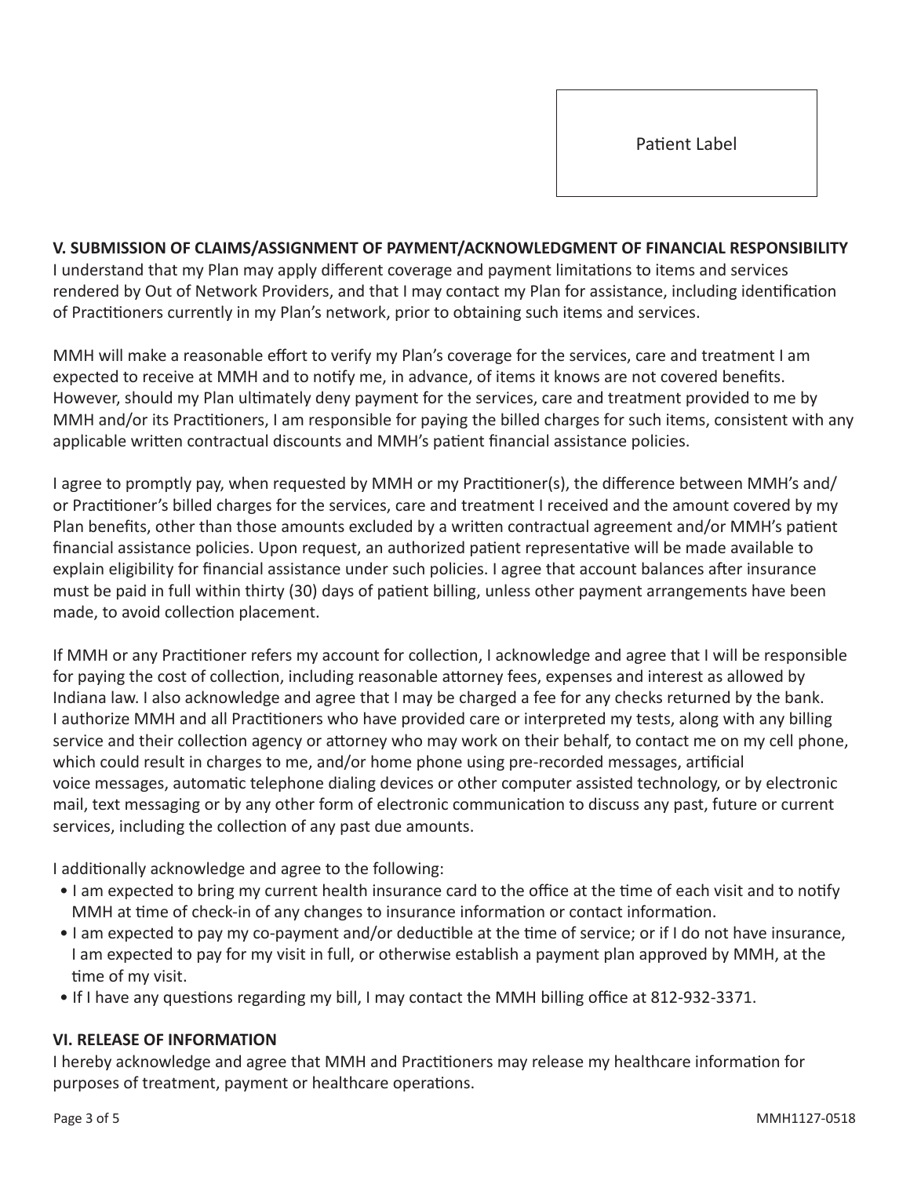Patient Label

## V. SUBMISSION OF CLAIMS/ASSIGNMENT OF PAYMENT/ACKNOWLEDGMENT OF FINANCIAL RESPONSIBILITY

I understand that my Plan may apply different coverage and payment limitations to items and services rendered by Out of Network Providers, and that I may contact my Plan for assistance, including identification of Practitioners currently in my Plan's network, prior to obtaining such items and services.

MMH will make a reasonable effort to verify my Plan's coverage for the services, care and treatment I am expected to receive at MMH and to notify me, in advance, of items it knows are not covered benefits. However, should my Plan ultimately deny payment for the services, care and treatment provided to me by MMH and/or its Practitioners, I am responsible for paying the billed charges for such items, consistent with any applicable written contractual discounts and MMH's patient financial assistance policies.

I agree to promptly pay, when requested by MMH or my Practitioner(s), the difference between MMH's and/or Practitioner's billed charges for the services, care and treatment I received and the amount covered by my Plan benefits, other than those amounts excluded by a written contractual agreement and/or MMH's patient financial assistance policies. Upon request, an authorized patient representative will be made available to explain eligibility for financial assistance under such policies. I agree that account balances after insurance must be paid in full within thirty (30) days of patient billing, unless other payment arrangements have been made, to avoid collection placement.

If MMH or any Practitioner refers my account for collection, I acknowledge and agree that I will be responsible for paying the cost of collection, including reasonable attorney fees, expenses and interest as allowed by Indiana law. I also acknowledge and agree that I may be charged a fee for any checks returned by the bank. I authorize MMH and all Practitioners who have provided care or interpreted my tests, along with any billing service and their collection agency or attorney who may work on their behalf, to contact me on my cell phone, which could result in charges to me, and/or home phone using pre-recorded messages, artificial voice messages, automatic telephone dialing devices or other computer assisted technology, or by electronic mail, text messaging or by any other form of electronic communication to discuss any past, future or current services, including the collection of any past due amounts.

I additionally acknowledge and agree to the following:

- I am expected to bring my current health insurance card to the office at the time of each visit and to notify MMH at time of check-in of any changes to insurance information or contact information.
- I am expected to pay my co-payment and/or deductible at the time of service; or if I do not have insurance, I am expected to pay for my visit in full, or otherwise establish a payment plan approved by MMH, at the time of my visit.
- If I have any questions regarding my bill, I may contact the MMH billing office at 812-932-3371.

## VI. RELEASE OF INFORMATION

I hereby acknowledge and agree that MMH and Practitioners may release my healthcare information for purposes of treatment, payment or healthcare operations.

MMH1127-0518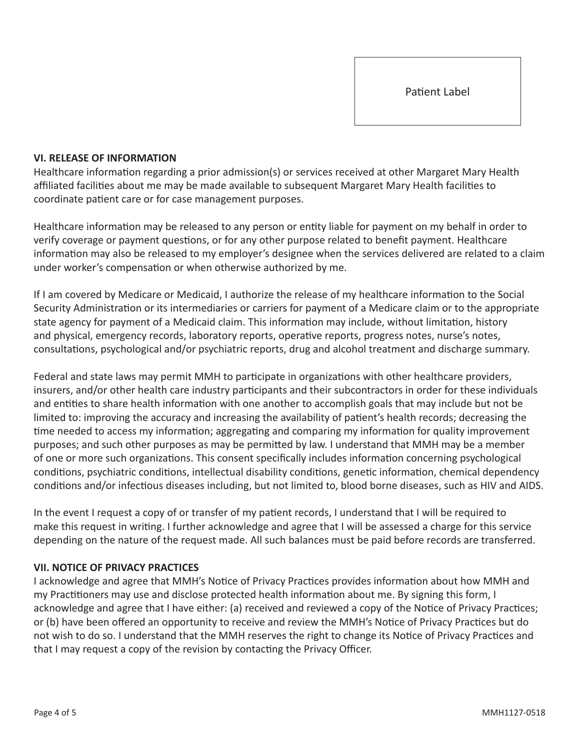Patient Label

## VI. RELEASE OF INFORMATION

Healthcare information regarding a prior admission(s) or services received at other Margaret Mary Health affiliated facilities about me may be made available to subsequent Margaret Mary Health facilities to coordinate patient care or for case management purposes.

Healthcare information may be released to any person or entity liable for payment on my behalf in order to verify coverage or payment questions, or for any other purpose related to benefit payment. Healthcare information may also be released to my employer's designee when the services delivered are related to a claim under worker's compensation or when otherwise authorized by me.

If I am covered by Medicare or Medicaid, I authorize the release of my healthcare information to the Social Security Administration or its intermediaries or carriers for payment of a Medicare claim or to the appropriate state agency for payment of a Medicaid claim. This information may include, without limitation, history and physical, emergency records, laboratory reports, operative reports, progress notes, nurse's notes, consultations, psychological and/or psychiatric reports, drug and alcohol treatment and discharge summary.

Federal and state laws may permit MMH to participate in organizations with other healthcare providers, insurers, and/or other health care industry participants and their subcontractors in order for these individuals and entities to share health information with one another to accomplish goals that may include but not be limited to: improving the accuracy and increasing the availability of patient's health records; decreasing the time needed to access my information; aggregating and comparing my information for quality improvement purposes; and such other purposes as may be permitted by law. I understand that MMH may be a member of one or more such organizations. This consent specifically includes information concerning psychological conditions, psychiatric conditions, intellectual disability conditions, genetic information, chemical dependency conditions and/or infectious diseases including, but not limited to, blood borne diseases, such as HIV and AIDS.

In the event I request a copy of or transfer of my patient records, I understand that I will be required to make this request in writing. I further acknowledge and agree that I will be assessed a charge for this service depending on the nature of the request made. All such balances must be paid before records are transferred.

## VII. NOTICE OF PRIVACY PRACTICES

I acknowledge and agree that MMH's Notice of Privacy Practices provides information about how MMH and my Practitioners may use and disclose protected health information about me. By signing this form, I acknowledge and agree that I have either: (a) received and reviewed a copy of the Notice of Privacy Practices; or (b) have been offered an opportunity to receive and review the MMH's Notice of Privacy Practices but do not wish to do so. I understand that the MMH reserves the right to change its Notice of Privacy Practices and that I may request a copy of the revision by contacting the Privacy Officer.

MMH1127-0518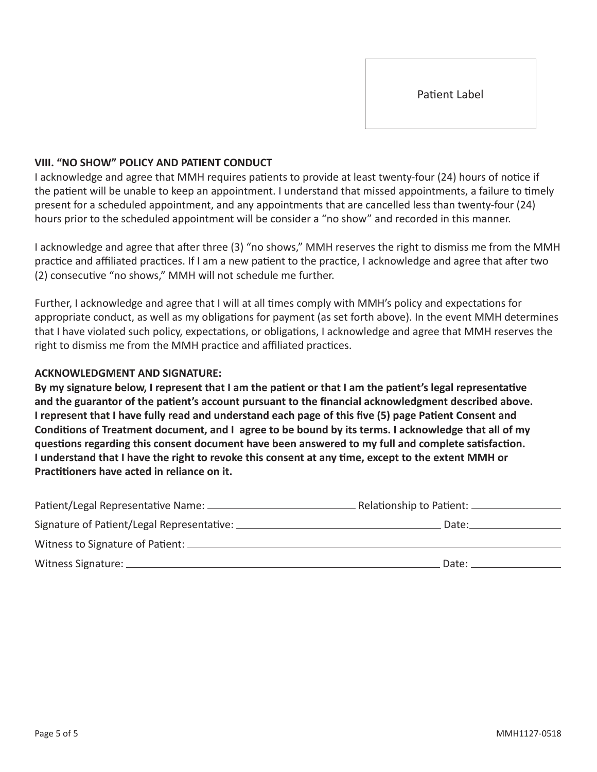Patient Label

### VIII. "NO SHOW" POLICY AND PATIENT CONDUCT

I acknowledge and agree that MMH requires patients to provide at least twenty-four (24) hours of notice if the patient will be unable to keep an appointment. I understand that missed appointments, a failure to timely present for a scheduled appointment, and any appointments that are cancelled less than twenty-four (24) hours prior to the scheduled appointment will be consider a "no show" and recorded in this manner.

I acknowledge and agree that after three (3) "no shows," MMH reserves the right to dismiss me from the MMH practice and affiliated practices. If I am a new patient to the practice, I acknowledge and agree that after two (2) consecutive "no shows," MMH will not schedule me further.

Further, I acknowledge and agree that I will at all times comply with MMH's policy and expectations for appropriate conduct, as well as my obligations for payment (as set forth above). In the event MMH determines that I have violated such policy, expectations, or obligations, I acknowledge and agree that MMH reserves the right to dismiss me from the MMH practice and affiliated practices.

### ACKNOWLEDGMENT AND SIGNATURE:

**By my signature below, I represent that I am the patient or that I am the patient's legal representative and the guarantor of the patient's account pursuant to the financial acknowledgment described above. I represent that I have fully read and understand each page of this five (5) page Patient Consent and Conditions of Treatment document, and I agree to be bound by its terms. I acknowledge that all of my questions regarding this consent document have been answered to my full and complete satisfaction. I understand that I have the right to revoke this consent at any time, except to the extent MMH or Practitioners have acted in reliance on it.**

Patient/Legal Representative Name: ______________________ Relationship to Patient: ______________

Signature of Patient/Legal Representative: ______________________________ Date: ______________

Witness to Signature of Patient: ______________________________________________

Witness Signature: ______________________________________________ Date: ______________

MMH1127-0518